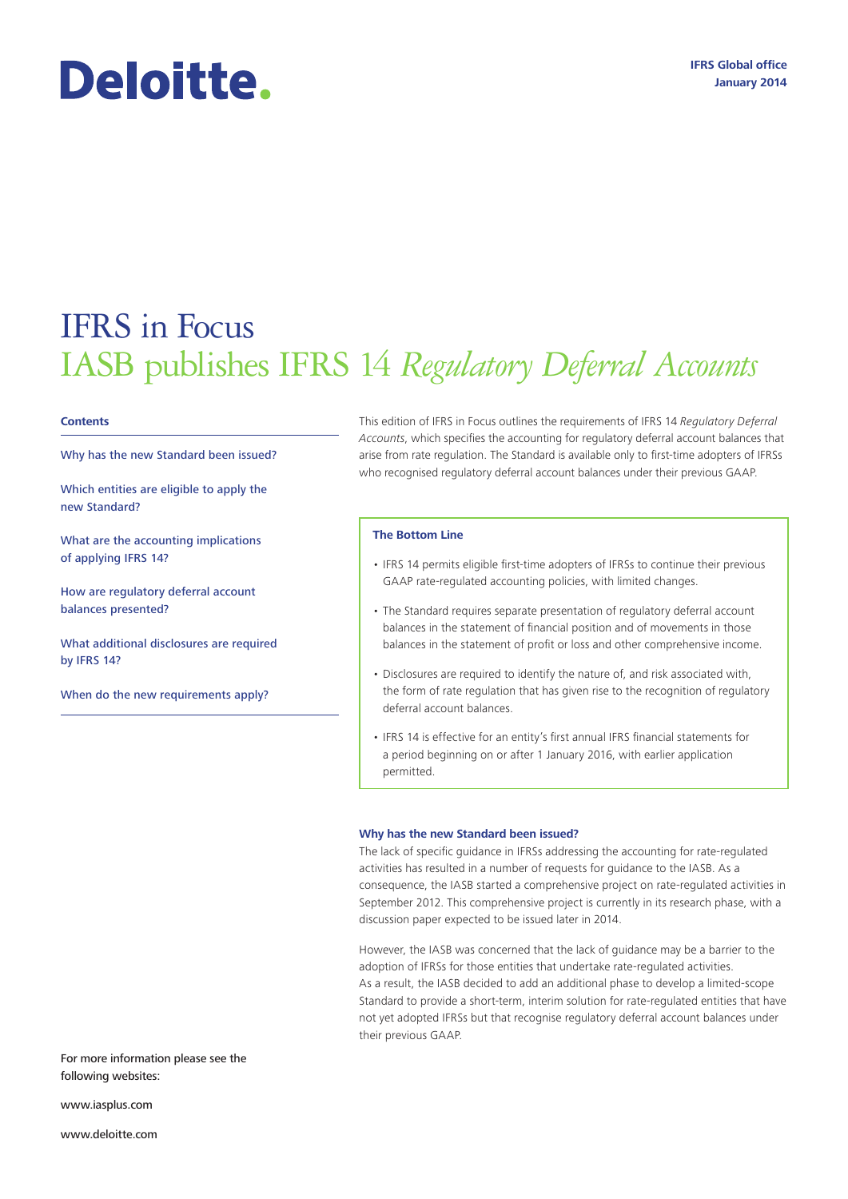Deloitte.

IFRS Global office
January 2014

# IFRS in Focus
# IASB publishes IFRS 14 *Regulatory Deferral Accounts*

**Contents**

Why has the new Standard been issued?

Which entities are eligible to apply the new Standard?

What are the accounting implications of applying IFRS 14?

How are regulatory deferral account balances presented?

What additional disclosures are required by IFRS 14?

When do the new requirements apply?

This edition of IFRS in Focus outlines the requirements of IFRS 14 *Regulatory Deferral Accounts*, which specifies the accounting for regulatory deferral account balances that arise from rate regulation. The Standard is available only to first-time adopters of IFRSs who recognised regulatory deferral account balances under their previous GAAP.

**The Bottom Line**

- IFRS 14 permits eligible first-time adopters of IFRSs to continue their previous GAAP rate-regulated accounting policies, with limited changes.
- The Standard requires separate presentation of regulatory deferral account balances in the statement of financial position and of movements in those balances in the statement of profit or loss and other comprehensive income.
- Disclosures are required to identify the nature of, and risk associated with, the form of rate regulation that has given rise to the recognition of regulatory deferral account balances.
- IFRS 14 is effective for an entity's first annual IFRS financial statements for a period beginning on or after 1 January 2016, with earlier application permitted.

### Why has the new Standard been issued?

The lack of specific guidance in IFRSs addressing the accounting for rate-regulated activities has resulted in a number of requests for guidance to the IASB. As a consequence, the IASB started a comprehensive project on rate-regulated activities in September 2012. This comprehensive project is currently in its research phase, with a discussion paper expected to be issued later in 2014.

However, the IASB was concerned that the lack of guidance may be a barrier to the adoption of IFRSs for those entities that undertake rate-regulated activities.
As a result, the IASB decided to add an additional phase to develop a limited-scope Standard to provide a short-term, interim solution for rate-regulated entities that have not yet adopted IFRSs but that recognise regulatory deferral account balances under their previous GAAP.

For more information please see the following websites:

www.iasplus.com

www.deloitte.com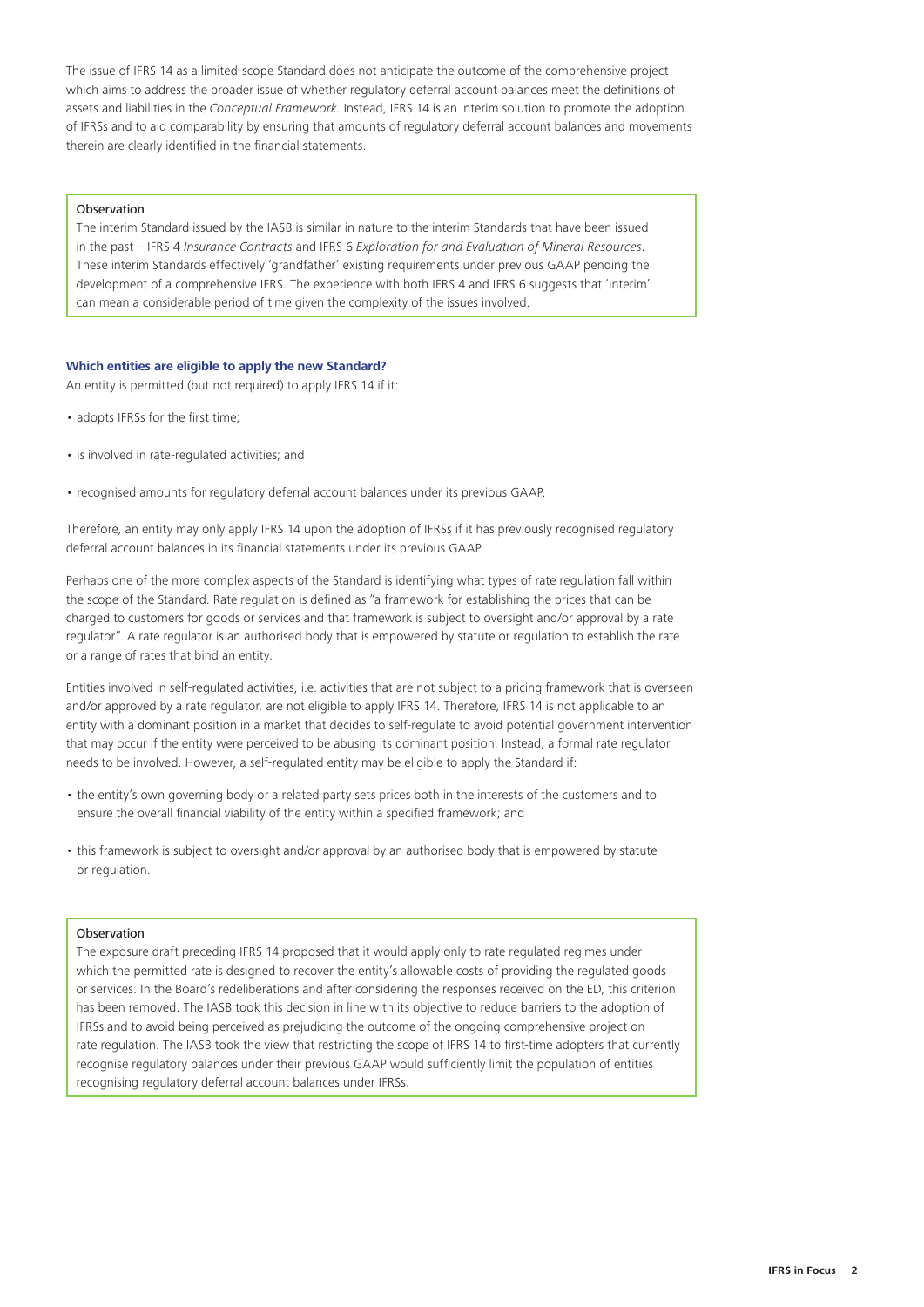The issue of IFRS 14 as a limited-scope Standard does not anticipate the outcome of the comprehensive project which aims to address the broader issue of whether regulatory deferral account balances meet the definitions of assets and liabilities in the *Conceptual Framework*. Instead, IFRS 14 is an interim solution to promote the adoption of IFRSs and to aid comparability by ensuring that amounts of regulatory deferral account balances and movements therein are clearly identified in the financial statements.

> **Observation**
>
> The interim Standard issued by the IASB is similar in nature to the interim Standards that have been issued in the past – IFRS 4 *Insurance Contracts* and IFRS 6 *Exploration for and Evaluation of Mineral Resources*. These interim Standards effectively 'grandfather' existing requirements under previous GAAP pending the development of a comprehensive IFRS. The experience with both IFRS 4 and IFRS 6 suggests that 'interim' can mean a considerable period of time given the complexity of the issues involved.

### Which entities are eligible to apply the new Standard?

An entity is permitted (but not required) to apply IFRS 14 if it:

- adopts IFRSs for the first time;
- is involved in rate-regulated activities; and
- recognised amounts for regulatory deferral account balances under its previous GAAP.

Therefore, an entity may only apply IFRS 14 upon the adoption of IFRSs if it has previously recognised regulatory deferral account balances in its financial statements under its previous GAAP.

Perhaps one of the more complex aspects of the Standard is identifying what types of rate regulation fall within the scope of the Standard. Rate regulation is defined as "a framework for establishing the prices that can be charged to customers for goods or services and that framework is subject to oversight and/or approval by a rate regulator". A rate regulator is an authorised body that is empowered by statute or regulation to establish the rate or a range of rates that bind an entity.

Entities involved in self-regulated activities, i.e. activities that are not subject to a pricing framework that is overseen and/or approved by a rate regulator, are not eligible to apply IFRS 14. Therefore, IFRS 14 is not applicable to an entity with a dominant position in a market that decides to self-regulate to avoid potential government intervention that may occur if the entity were perceived to be abusing its dominant position. Instead, a formal rate regulator needs to be involved. However, a self-regulated entity may be eligible to apply the Standard if:

- the entity's own governing body or a related party sets prices both in the interests of the customers and to ensure the overall financial viability of the entity within a specified framework; and
- this framework is subject to oversight and/or approval by an authorised body that is empowered by statute or regulation.

> **Observation**
>
> The exposure draft preceding IFRS 14 proposed that it would apply only to rate regulated regimes under which the permitted rate is designed to recover the entity's allowable costs of providing the regulated goods or services. In the Board's redeliberations and after considering the responses received on the ED, this criterion has been removed. The IASB took this decision in line with its objective to reduce barriers to the adoption of IFRSs and to avoid being perceived as prejudicing the outcome of the ongoing comprehensive project on rate regulation. The IASB took the view that restricting the scope of IFRS 14 to first-time adopters that currently recognise regulatory balances under their previous GAAP would sufficiently limit the population of entities recognising regulatory deferral account balances under IFRSs.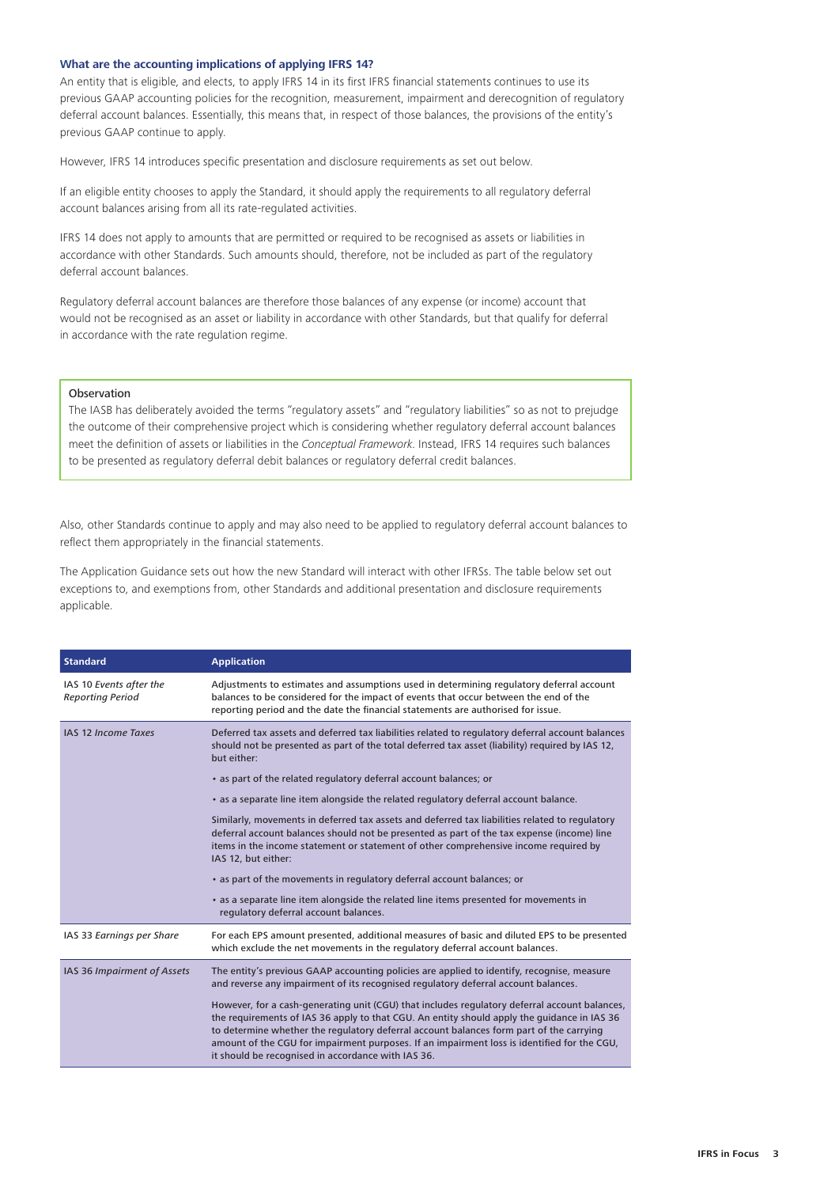### What are the accounting implications of applying IFRS 14?

An entity that is eligible, and elects, to apply IFRS 14 in its first IFRS financial statements continues to use its previous GAAP accounting policies for the recognition, measurement, impairment and derecognition of regulatory deferral account balances. Essentially, this means that, in respect of those balances, the provisions of the entity's previous GAAP continue to apply.

However, IFRS 14 introduces specific presentation and disclosure requirements as set out below.

If an eligible entity chooses to apply the Standard, it should apply the requirements to all regulatory deferral account balances arising from all its rate-regulated activities.

IFRS 14 does not apply to amounts that are permitted or required to be recognised as assets or liabilities in accordance with other Standards. Such amounts should, therefore, not be included as part of the regulatory deferral account balances.

Regulatory deferral account balances are therefore those balances of any expense (or income) account that would not be recognised as an asset or liability in accordance with other Standards, but that qualify for deferral in accordance with the rate regulation regime.

> Observation
>
> The IASB has deliberately avoided the terms "regulatory assets" and "regulatory liabilities" so as not to prejudge the outcome of their comprehensive project which is considering whether regulatory deferral account balances meet the definition of assets or liabilities in the *Conceptual Framework*. Instead, IFRS 14 requires such balances to be presented as regulatory deferral debit balances or regulatory deferral credit balances.

Also, other Standards continue to apply and may also need to be applied to regulatory deferral account balances to reflect them appropriately in the financial statements.

The Application Guidance sets out how the new Standard will interact with other IFRSs. The table below set out exceptions to, and exemptions from, other Standards and additional presentation and disclosure requirements applicable.

| Standard | Application |
|---|---|
| IAS 10 *Events after the Reporting Period* | Adjustments to estimates and assumptions used in determining regulatory deferral account balances to be considered for the impact of events that occur between the end of the reporting period and the date the financial statements are authorised for issue. |
| IAS 12 *Income Taxes* | Deferred tax assets and deferred tax liabilities related to regulatory deferral account balances should not be presented as part of the total deferred tax asset (liability) required by IAS 12, but either:<br>• as part of the related regulatory deferral account balances; or<br>• as a separate line item alongside the related regulatory deferral account balance.<br>Similarly, movements in deferred tax assets and deferred tax liabilities related to regulatory deferral account balances should not be presented as part of the tax expense (income) line items in the income statement or statement of other comprehensive income required by IAS 12, but either:<br>• as part of the movements in regulatory deferral account balances; or<br>• as a separate line item alongside the related line items presented for movements in regulatory deferral account balances. |
| IAS 33 *Earnings per Share* | For each EPS amount presented, additional measures of basic and diluted EPS to be presented which exclude the net movements in the regulatory deferral account balances. |
| IAS 36 *Impairment of Assets* | The entity's previous GAAP accounting policies are applied to identify, recognise, measure and reverse any impairment of its recognised regulatory deferral account balances.<br>However, for a cash-generating unit (CGU) that includes regulatory deferral account balances, the requirements of IAS 36 apply to that CGU. An entity should apply the guidance in IAS 36 to determine whether the regulatory deferral account balances form part of the carrying amount of the CGU for impairment purposes. If an impairment loss is identified for the CGU, it should be recognised in accordance with IAS 36. |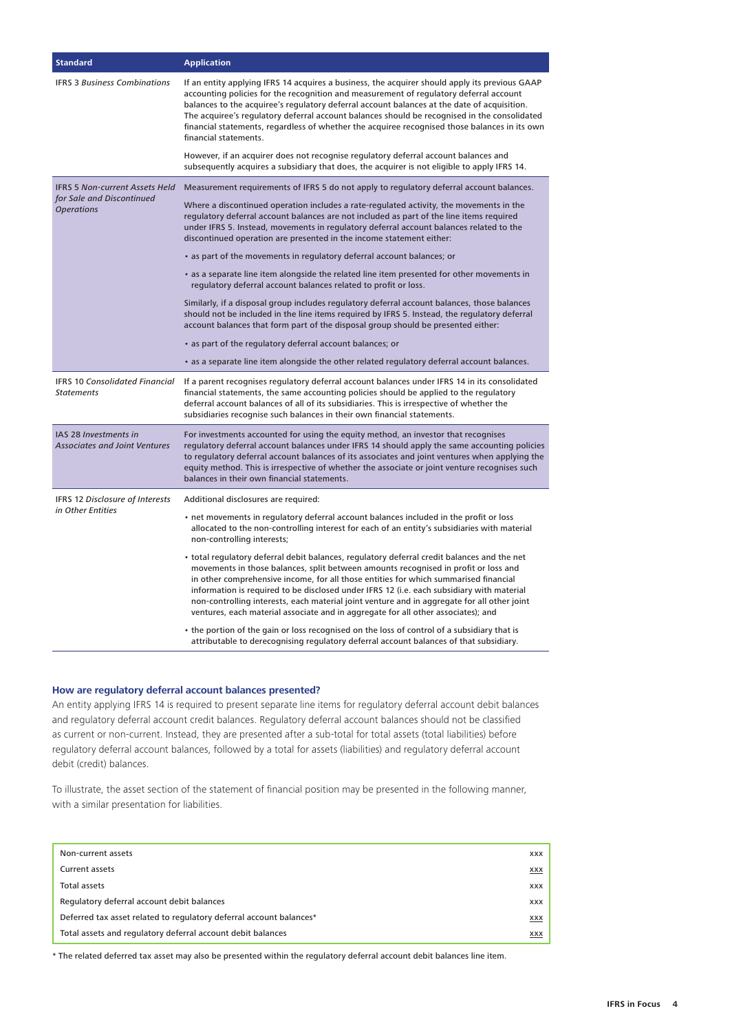| Standard | Application |
|---|---|
| IFRS 3 *Business Combinations* | If an entity applying IFRS 14 acquires a business, the acquirer should apply its previous GAAP accounting policies for the recognition and measurement of regulatory deferral account balances to the acquiree's regulatory deferral account balances at the date of acquisition. The acquiree's regulatory deferral account balances should be recognised in the consolidated financial statements, regardless of whether the acquiree recognised those balances in its own financial statements.<br><br>However, if an acquirer does not recognise regulatory deferral account balances and subsequently acquires a subsidiary that does, the acquirer is not eligible to apply IFRS 14. |
| IFRS 5 *Non-current Assets Held for Sale and Discontinued Operations* | Measurement requirements of IFRS 5 do not apply to regulatory deferral account balances.<br><br>Where a discontinued operation includes a rate-regulated activity, the movements in the regulatory deferral account balances are not included as part of the line items required under IFRS 5. Instead, movements in regulatory deferral account balances related to the discontinued operation are presented in the income statement either:<br><br>• as part of the movements in regulatory deferral account balances; or<br><br>• as a separate line item alongside the related line item presented for other movements in regulatory deferral account balances related to profit or loss.<br><br>Similarly, if a disposal group includes regulatory deferral account balances, those balances should not be included in the line items required by IFRS 5. Instead, the regulatory deferral account balances that form part of the disposal group should be presented either:<br><br>• as part of the regulatory deferral account balances; or<br><br>• as a separate line item alongside the other related regulatory deferral account balances. |
| IFRS 10 *Consolidated Financial Statements* | If a parent recognises regulatory deferral account balances under IFRS 14 in its consolidated financial statements, the same accounting policies should be applied to the regulatory deferral account balances of all of its subsidiaries. This is irrespective of whether the subsidiaries recognise such balances in their own financial statements. |
| IAS 28 *Investments in Associates and Joint Ventures* | For investments accounted for using the equity method, an investor that recognises regulatory deferral account balances under IFRS 14 should apply the same accounting policies to regulatory deferral account balances of its associates and joint ventures when applying the equity method. This is irrespective of whether the associate or joint venture recognises such balances in their own financial statements. |
| IFRS 12 *Disclosure of Interests in Other Entities* | Additional disclosures are required:<br><br>• net movements in regulatory deferral account balances included in the profit or loss allocated to the non-controlling interest for each of an entity's subsidiaries with material non-controlling interests;<br><br>• total regulatory deferral debit balances, regulatory deferral credit balances and the net movements in those balances, split between amounts recognised in profit or loss and in other comprehensive income, for all those entities for which summarised financial information is required to be disclosed under IFRS 12 (i.e. each subsidiary with material non-controlling interests, each material joint venture and in aggregate for all other joint ventures, each material associate and in aggregate for all other associates); and<br><br>• the portion of the gain or loss recognised on the loss of control of a subsidiary that is attributable to derecognising regulatory deferral account balances of that subsidiary. |

### How are regulatory deferral account balances presented?

An entity applying IFRS 14 is required to present separate line items for regulatory deferral account debit balances and regulatory deferral account credit balances. Regulatory deferral account balances should not be classified as current or non-current. Instead, they are presented after a sub-total for total assets (total liabilities) before regulatory deferral account balances, followed by a total for assets (liabilities) and regulatory deferral account debit (credit) balances.

To illustrate, the asset section of the statement of financial position may be presented in the following manner, with a similar presentation for liabilities.

| | |
|---|---|
| Non-current assets | xxx |
| Current assets | xxx |
| Total assets | xxx |
| Regulatory deferral account debit balances | xxx |
| Deferred tax asset related to regulatory deferral account balances* | xxx |
| Total assets and regulatory deferral account debit balances | xxx |

* The related deferred tax asset may also be presented within the regulatory deferral account debit balances line item.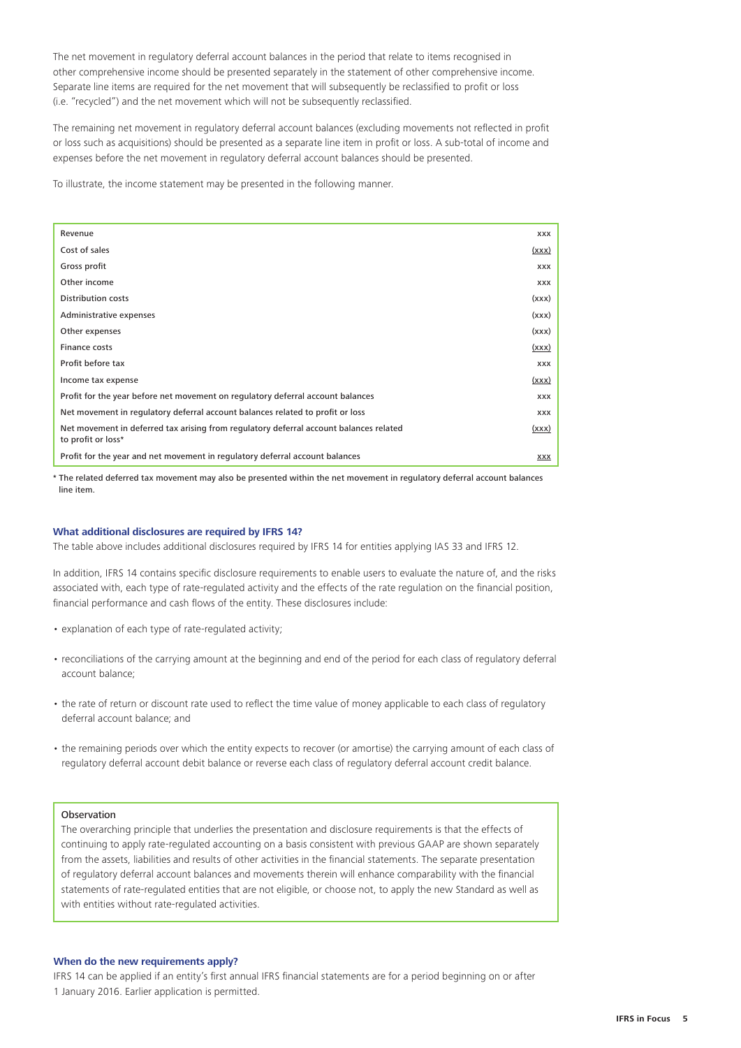The net movement in regulatory deferral account balances in the period that relate to items recognised in other comprehensive income should be presented separately in the statement of other comprehensive income. Separate line items are required for the net movement that will subsequently be reclassified to profit or loss (i.e. "recycled") and the net movement which will not be subsequently reclassified.

The remaining net movement in regulatory deferral account balances (excluding movements not reflected in profit or loss such as acquisitions) should be presented as a separate line item in profit or loss. A sub-total of income and expenses before the net movement in regulatory deferral account balances should be presented.

To illustrate, the income statement may be presented in the following manner.

| | |
|---|---|
| Revenue | xxx |
| Cost of sales | (xxx) |
| Gross profit | xxx |
| Other income | xxx |
| Distribution costs | (xxx) |
| Administrative expenses | (xxx) |
| Other expenses | (xxx) |
| Finance costs | (xxx) |
| Profit before tax | xxx |
| Income tax expense | (xxx) |
| Profit for the year before net movement on regulatory deferral account balances | xxx |
| Net movement in regulatory deferral account balances related to profit or loss | xxx |
| Net movement in deferred tax arising from regulatory deferral account balances related to profit or loss* | (xxx) |
| Profit for the year and net movement in regulatory deferral account balances | xxx |

* The related deferred tax movement may also be presented within the net movement in regulatory deferral account balances line item.

### What additional disclosures are required by IFRS 14?

The table above includes additional disclosures required by IFRS 14 for entities applying IAS 33 and IFRS 12.

In addition, IFRS 14 contains specific disclosure requirements to enable users to evaluate the nature of, and the risks associated with, each type of rate-regulated activity and the effects of the rate regulation on the financial position, financial performance and cash flows of the entity. These disclosures include:

- explanation of each type of rate-regulated activity;
- reconciliations of the carrying amount at the beginning and end of the period for each class of regulatory deferral account balance;
- the rate of return or discount rate used to reflect the time value of money applicable to each class of regulatory deferral account balance; and
- the remaining periods over which the entity expects to recover (or amortise) the carrying amount of each class of regulatory deferral account debit balance or reverse each class of regulatory deferral account credit balance.

> **Observation**
>
> The overarching principle that underlies the presentation and disclosure requirements is that the effects of continuing to apply rate-regulated accounting on a basis consistent with previous GAAP are shown separately from the assets, liabilities and results of other activities in the financial statements. The separate presentation of regulatory deferral account balances and movements therein will enhance comparability with the financial statements of rate-regulated entities that are not eligible, or choose not, to apply the new Standard as well as with entities without rate-regulated activities.

### When do the new requirements apply?

IFRS 14 can be applied if an entity's first annual IFRS financial statements are for a period beginning on or after 1 January 2016. Earlier application is permitted.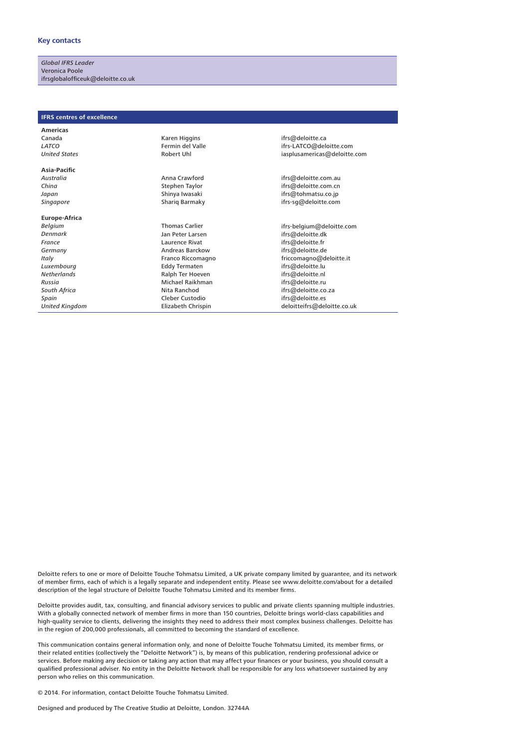### Key contacts

| |
|---|
| *Global IFRS Leader* |
| Veronica Poole |
| ifrsglobalofficeuk@deloitte.co.uk |

**IFRS centres of excellence**

| | | |
|---|---|---|
| **Americas** | | |
| Canada | Karen Higgins | ifrs@deloitte.ca |
| *LATCO* | Fermin del Valle | ifrs-LATCO@deloitte.com |
| *United States* | Robert Uhl | iasplusamericas@deloitte.com |
| **Asia-Pacific** | | |
| *Australia* | Anna Crawford | ifrs@deloitte.com.au |
| *China* | Stephen Taylor | ifrs@deloitte.com.cn |
| *Japan* | Shinya Iwasaki | ifrs@tohmatsu.co.jp |
| *Singapore* | Shariq Barmaky | ifrs-sg@deloitte.com |
| **Europe-Africa** | | |
| *Belgium* | Thomas Carlier | ifrs-belgium@deloitte.com |
| *Denmark* | Jan Peter Larsen | ifrs@deloitte.dk |
| *France* | Laurence Rivat | ifrs@deloitte.fr |
| *Germany* | Andreas Barckow | ifrs@deloitte.de |
| *Italy* | Franco Riccomagno | friccomagno@deloitte.it |
| *Luxembourg* | Eddy Termaten | ifrs@deloitte.lu |
| *Netherlands* | Ralph Ter Hoeven | ifrs@deloitte.nl |
| *Russia* | Michael Raikhman | ifrs@deloitte.ru |
| *South Africa* | Nita Ranchod | ifrs@deloitte.co.za |
| *Spain* | Cleber Custodio | ifrs@deloitte.es |
| *United Kingdom* | Elizabeth Chrispin | deloitteifrs@deloitte.co.uk |

Deloitte refers to one or more of Deloitte Touche Tohmatsu Limited, a UK private company limited by guarantee, and its network of member firms, each of which is a legally separate and independent entity. Please see www.deloitte.com/about for a detailed description of the legal structure of Deloitte Touche Tohmatsu Limited and its member firms.

Deloitte provides audit, tax, consulting, and financial advisory services to public and private clients spanning multiple industries. With a globally connected network of member firms in more than 150 countries, Deloitte brings world-class capabilities and high-quality service to clients, delivering the insights they need to address their most complex business challenges. Deloitte has in the region of 200,000 professionals, all committed to becoming the standard of excellence.

This communication contains general information only, and none of Deloitte Touche Tohmatsu Limited, its member firms, or their related entities (collectively the "Deloitte Network") is, by means of this publication, rendering professional advice or services. Before making any decision or taking any action that may affect your finances or your business, you should consult a qualified professional adviser. No entity in the Deloitte Network shall be responsible for any loss whatsoever sustained by any person who relies on this communication.

© 2014. For information, contact Deloitte Touche Tohmatsu Limited.

Designed and produced by The Creative Studio at Deloitte, London. 32744A